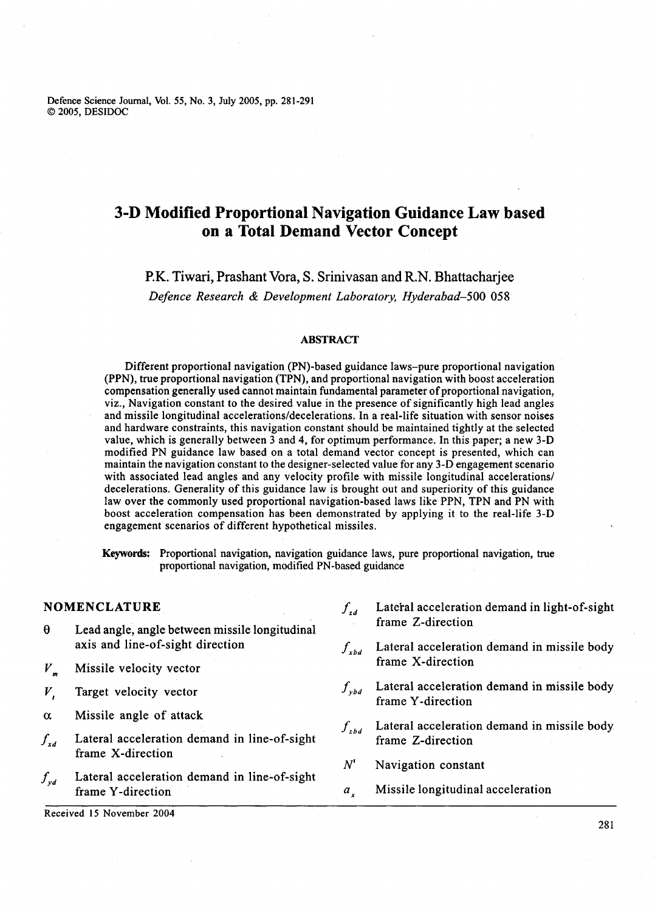# 3-D Modified Proportional Navigation Guidance Law based on a Total Demand Vector Concept

P.K. Tiwari, Prashant Vora, S. Srinivasan and R.N. Bhattacharjee

*Defence Research & Development Laboratory, Hyderabad–500 058*

## ABSTRACT

Different proportional navigation (PN)-based guidance laws–pure proportional navigation (PPN), true proportional navigation (TPN), and proportional navigation with boost acceleration compensation generally used cannot maintain fundamental parameter of proportional navigation, viz., Navigation constant to the desired value in the presence of significantly high lead angles and missile longitudinal accelerations/decelerations. In a real-life situation with sensor noises and hardware constraints, this navigation constant should be maintained tightly at the selected value, which is generally between 3 and 4, for optimum performance. In this paper; a new 3-D modified PN guidance law based on a total demand vector concept is presented, which can maintain the navigation constant to the designer-selected value for any 3-D engagement scenario with associated lead angles and any velocity profile with missile longitudinal accelerations/decelerations. Generality of this guidance law is brought out and superiority of this guidance law over the commonly used proportional navigation-based laws like PPN, TPN and PN with boost acceleration compensation has been demonstrated by applying it to the real-life 3-D engagement scenarios of different hypothetical missiles.

**Keywords:** Proportional navigation, navigation guidance laws, pure proportional navigation, true proportional navigation, modified PN-based guidance

## NOMENCLATURE

| | |
|---|---|
| $\theta$ | Lead angle, angle between missile longitudinal axis and line-of-sight direction |
| $V_m$ | Missile velocity vector |
| $V_t$ | Target velocity vector |
| $\alpha$ | Missile angle of attack |
| $f_{xd}$ | Lateral acceleration demand in line-of-sight frame X-direction |
| $f_{yd}$ | Lateral acceleration demand in line-of-sight frame Y-direction |
| $f_{zd}$ | Lateral acceleration demand in light-of-sight frame Z-direction |
| $f_{xbd}$ | Lateral acceleration demand in missile body frame X-direction |
| $f_{ybd}$ | Lateral acceleration demand in missile body frame Y-direction |
| $f_{zbd}$ | Lateral acceleration demand in missile body frame Z-direction |
| $N'$ | Navigation constant |
| $a_x$ | Missile longitudinal acceleration |

Received 15 November 2004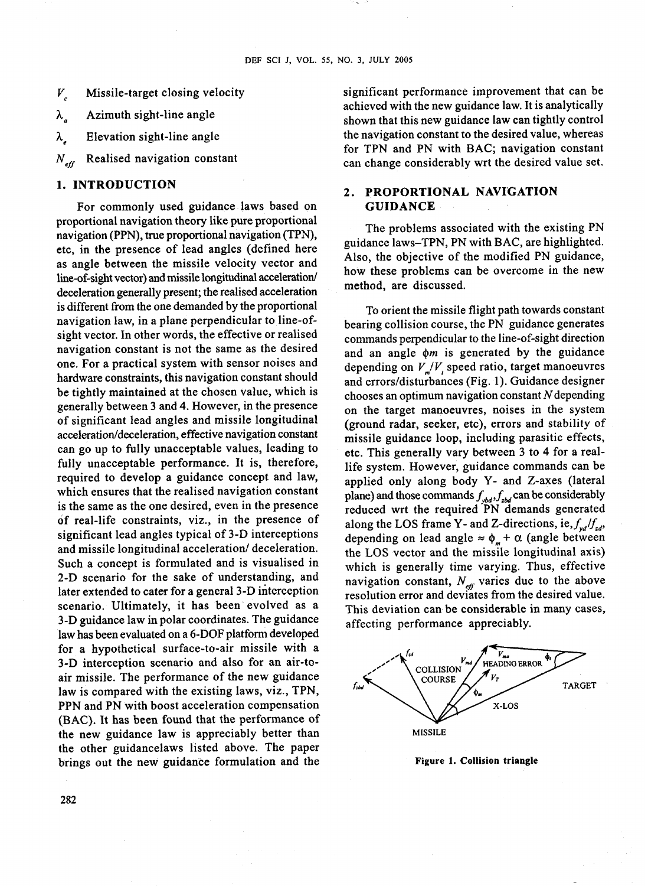$V_c$ Missile-target closing velocity

$\lambda_a$ Azimuth sight-line angle

$\lambda_e$ Elevation sight-line angle

$N_{eff}$ Realised navigation constant

## 1. INTRODUCTION

For commonly used guidance laws based on proportional navigation theory like pure proportional navigation (PPN), true proportional navigation (TPN), etc, in the presence of lead angles (defined here as angle between the missile velocity vector and line-of-sight vector) and missile longitudinal acceleration/deceleration generally present; the realised acceleration is different from the one demanded by the proportional navigation law, in a plane perpendicular to line-of-sight vector. In other words, the effective or realised navigation constant is not the same as the desired one. For a practical system with sensor noises and hardware constraints, this navigation constant should be tightly maintained at the chosen value, which is generally between 3 and 4. However, in the presence of significant lead angles and missile longitudinal acceleration/deceleration, effective navigation constant can go up to fully unacceptable values, leading to fully unacceptable performance. It is, therefore, required to develop a guidance concept and law, which ensures that the realised navigation constant is the same as the one desired, even in the presence of real-life constraints, viz., in the presence of significant lead angles typical of 3-D interceptions and missile longitudinal acceleration/ deceleration. Such a concept is formulated and is visualised in 2-D scenario for the sake of understanding, and later extended to cater for a general 3-D interception scenario. Ultimately, it has been evolved as a 3-D guidance law in polar coordinates. The guidance law has been evaluated on a 6-DOF platform developed for a hypothetical surface-to-air missile with a 3-D interception scenario and also for an air-to-air missile. The performance of the new guidance law is compared with the existing laws, viz., TPN, PPN and PN with boost acceleration compensation (BAC). It has been found that the performance of the new guidance law is appreciably better than the other guidancelaws listed above. The paper brings out the new guidance formulation and the significant performance improvement that can be achieved with the new guidance law. It is analytically shown that this new guidance law can tightly control the navigation constant to the desired value, whereas for TPN and PN with BAC; navigation constant can change considerably wrt the desired value set.

## 2. PROPORTIONAL NAVIGATION GUIDANCE

The problems associated with the existing PN guidance laws–TPN, PN with BAC, are highlighted. Also, the objective of the modified PN guidance, how these problems can be overcome in the new method, are discussed.

To orient the missile flight path towards constant bearing collision course, the PN guidance generates commands perpendicular to the line-of-sight direction and an angle $\phi m$ is generated by the guidance depending on $V_m/V_t$ speed ratio, target manoeuvres and errors/disturbances (Fig. 1). Guidance designer chooses an optimum navigation constant $N$ depending on the target manoeuvres, noises in the system (ground radar, seeker, etc), errors and stability of missile guidance loop, including parasitic effects, etc. This generally vary between 3 to 4 for a real-life system. However, guidance commands can be applied only along body Y- and Z-axes (lateral plane) and those commands $f_{ybd}, f_{zbd}$ can be considerably reduced wrt the required PN demands generated along the LOS frame Y- and Z-directions, ie, $f_{yd}/f_{zd}$, depending on lead angle $\approx \phi_m + \alpha$ (angle between the LOS vector and the missile longitudinal axis) which is generally time varying. Thus, effective navigation constant, $N_{eff}$ varies due to the above resolution error and deviates from the desired value. This deviation can be considerable in many cases, affecting performance appreciably.

Figure 1. Collision triangle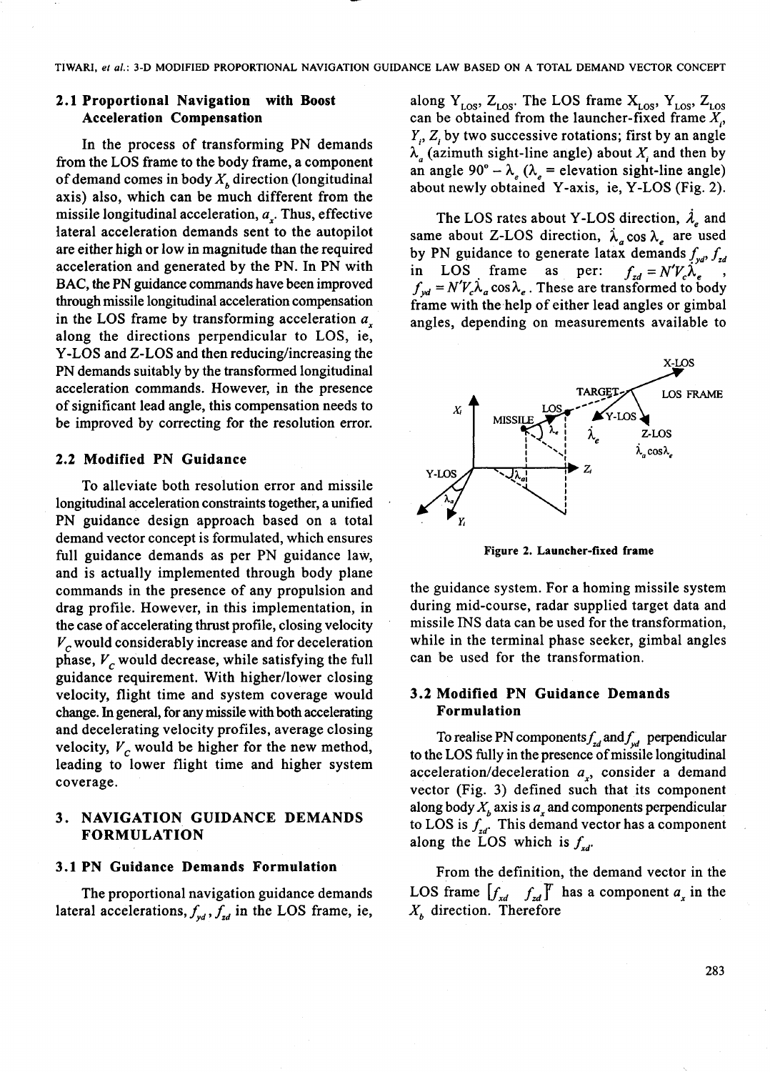### 2.1 Proportional Navigation with Boost Acceleration Compensation

In the process of transforming PN demands from the LOS frame to the body frame, a component of demand comes in body $X_b$ direction (longitudinal axis) also, which can be much different from the missile longitudinal acceleration, $a_x$. Thus, effective lateral acceleration demands sent to the autopilot are either high or low in magnitude than the required acceleration and generated by the PN. In PN with BAC, the PN guidance commands have been improved through missile longitudinal acceleration compensation in the LOS frame by transforming acceleration $a_x$ along the directions perpendicular to LOS, ie, Y-LOS and Z-LOS and then reducing/increasing the PN demands suitably by the transformed longitudinal acceleration commands. However, in the presence of significant lead angle, this compensation needs to be improved by correcting for the resolution error.

### 2.2 Modified PN Guidance

To alleviate both resolution error and missile longitudinal acceleration constraints together, a unified PN guidance design approach based on a total demand vector concept is formulated, which ensures full guidance demands as per PN guidance law, and is actually implemented through body plane commands in the presence of any propulsion and drag profile. However, in this implementation, in the case of accelerating thrust profile, closing velocity $V_C$ would considerably increase and for deceleration phase, $V_C$ would decrease, while satisfying the full guidance requirement. With higher/lower closing velocity, flight time and system coverage would change. In general, for any missile with both accelerating and decelerating velocity profiles, average closing velocity, $V_C$ would be higher for the new method, leading to lower flight time and higher system coverage.

## 3. NAVIGATION GUIDANCE DEMANDS FORMULATION

### 3.1 PN Guidance Demands Formulation

The proportional navigation guidance demands lateral accelerations, $f_{yd}$, $f_{zd}$ in the LOS frame, ie, along $Y_{LOS}$, $Z_{LOS}$. The LOS frame $X_{LOS}$, $Y_{LOS}$, $Z_{LOS}$ can be obtained from the launcher-fixed frame $X_l$, $Y_l$, $Z_l$ by two successive rotations; first by an angle $\lambda_a$ (azimuth sight-line angle) about $X_l$ and then by an angle $90° - \lambda_e$ ($\lambda_e$ = elevation sight-line angle) about newly obtained Y-axis, ie, Y-LOS (Fig. 2).

The LOS rates about Y-LOS direction, $\dot{\lambda}_e$ and same about Z-LOS direction, $\dot{\lambda}_a \cos \lambda_e$ are used by PN guidance to generate latax demands $f_{yd}$, $f_{zd}$ in LOS frame as per: $f_{zd} = N'V_c\dot{\lambda}_e$, $f_{yd} = N'V_c\dot{\lambda}_a \cos\lambda_e$. These are transformed to body frame with the help of either lead angles or gimbal angles, depending on measurements available to the guidance system. For a homing missile system during mid-course, radar supplied target data and missile INS data can be used for the transformation, while in the terminal phase seeker, gimbal angles can be used for the transformation.

Figure 2. Launcher-fixed frame

### 3.2 Modified PN Guidance Demands Formulation

To realise PN components $f_{zd}$ and $f_{yd}$ perpendicular to the LOS fully in the presence of missile longitudinal acceleration/deceleration $a_x$, consider a demand vector (Fig. 3) defined such that its component along body $X_b$ axis is $a_x$ and components perpendicular to LOS is $f_{zd}$. This demand vector has a component along the LOS which is $f_{xd}$.

From the definition, the demand vector in the LOS frame $[f_{xd} \quad f_{zd}]^T$ has a component $a_x$ in the $X_b$ direction. Therefore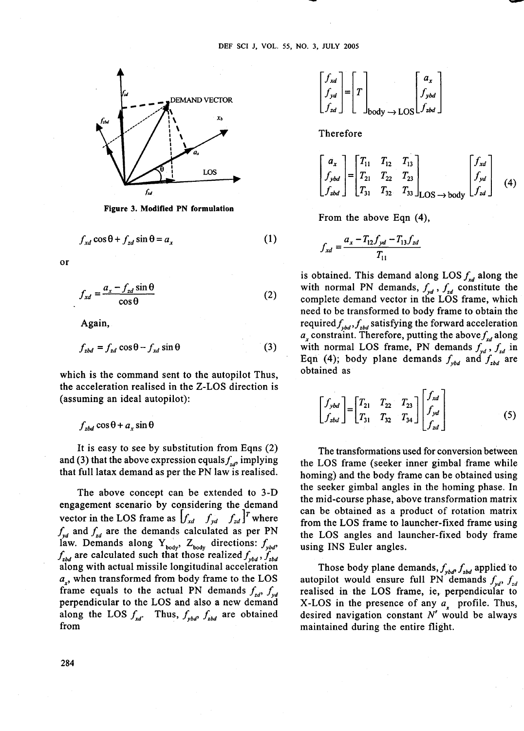Figure 3. Modified PN formulation

$$f_{xd}\cos\theta + f_{zd}\sin\theta = a_x \tag{1}$$

or

$$f_{xd} = \frac{a_x - f_{zd}\sin\theta}{\cos\theta} \tag{2}$$

Again,

$$f_{zbd} = f_{zd}\cos\theta - f_{xd}\sin\theta \tag{3}$$

which is the command sent to the autopilot Thus, the acceleration realised in the Z-LOS direction is (assuming an ideal autopilot):

$$f_{zbd}\cos\theta + a_x \sin\theta$$

It is easy to see by substitution from Eqns (2) and (3) that the above expression equals $f_{zd}$, implying that full latax demand as per the PN law is realised.

The above concept can be extended to 3-D engagement scenario by considering the demand vector in the LOS frame as $[f_{xd} \quad f_{yd} \quad f_{zd}]^T$ where $f_{yd}$ and $f_{zd}$ are the demands calculated as per PN law. Demands along $Y_{body}$, $Z_{body}$ directions: $f_{ybd}$, $f_{zbd}$ are calculated such that those realized $f_{ybd}$, $f_{zbd}$ along with actual missile longitudinal acceleration $a_x$, when transformed from body frame to the LOS frame equals to the actual PN demands $f_{zd}$, $f_{yd}$ perpendicular to the LOS and also a new demand along the LOS $f_{xd}$. Thus, $f_{ybd}$, $f_{zbd}$ are obtained from

$$\begin{bmatrix} f_{xd} \\ f_{yd} \\ f_{zd} \end{bmatrix} = \begin{bmatrix} & T & \end{bmatrix}_{\text{body} \rightarrow \text{LOS}} \begin{bmatrix} a_x \\ f_{ybd} \\ f_{zbd} \end{bmatrix}$$

Therefore

$$\begin{bmatrix} a_x \\ f_{ybd} \\ f_{zbd} \end{bmatrix} = \begin{bmatrix} T_{11} & T_{12} & T_{13} \\ T_{21} & T_{22} & T_{23} \\ T_{31} & T_{32} & T_{33} \end{bmatrix}_{\text{LOS} \rightarrow \text{body}} \begin{bmatrix} f_{xd} \\ f_{yd} \\ f_{zd} \end{bmatrix} \tag{4}$$

From the above Eqn (4),

$$f_{xd} = \frac{a_x - T_{12} f_{yd} - T_{13} f_{zd}}{T_{11}}$$

is obtained. This demand along LOS $f_{xd}$ along the with normal PN demands, $f_{yd}$, $f_{zd}$ constitute the complete demand vector in the LOS frame, which need to be transformed to body frame to obtain the required $f_{ybd}$, $f_{zbd}$ satisfying the forward acceleration $a_x$ constraint. Therefore, putting the above $f_{xd}$ along with normal LOS frame, PN demands $f_{yd}$, $f_{zd}$ in Eqn (4); body plane demands $f_{ybd}$ and $f_{zbd}$ are obtained as

$$\begin{bmatrix} f_{ybd} \\ f_{zbd} \end{bmatrix} = \begin{bmatrix} T_{21} & T_{22} & T_{23} \\ T_{31} & T_{32} & T_{34} \end{bmatrix} \begin{bmatrix} f_{xd} \\ f_{yd} \\ f_{zd} \end{bmatrix} \tag{5}$$

The transformations used for conversion between the LOS frame (seeker inner gimbal frame while homing) and the body frame can be obtained using the seeker gimbal angles in the homing phase. In the mid-course phase, above transformation matrix can be obtained as a product of rotation matrix from the LOS frame to launcher-fixed frame using the LOS angles and launcher-fixed body frame using INS Euler angles.

Those body plane demands, $f_{ybd}$, $f_{zbd}$ applied to autopilot would ensure full PN demands $f_{yd}$, $f_{zd}$ realised in the LOS frame, ie, perpendicular to X-LOS in the presence of any $a_x$ profile. Thus, desired navigation constant $N'$ would be always maintained during the entire flight.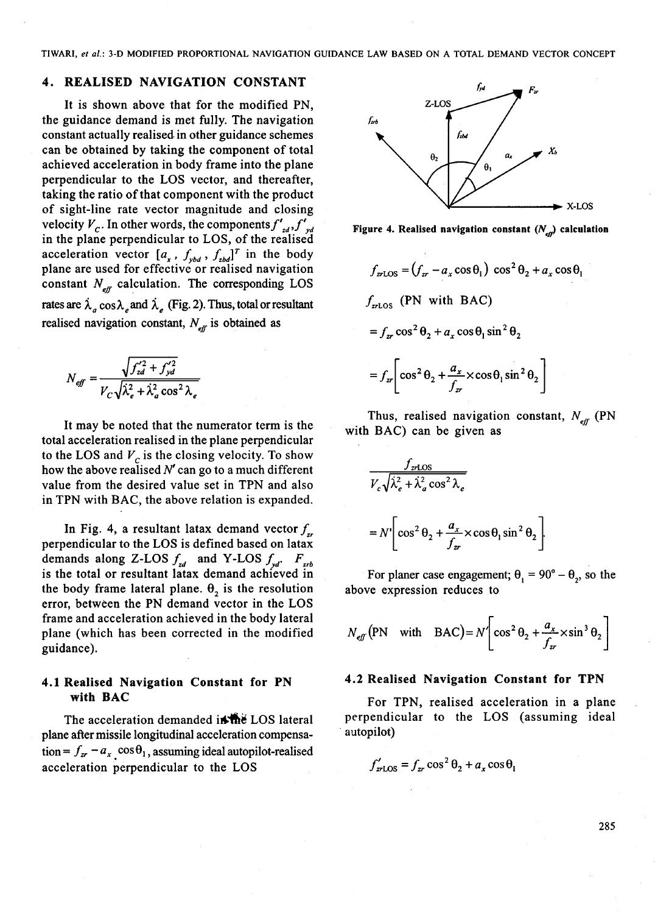## 4. REALISED NAVIGATION CONSTANT

It is shown above that for the modified PN, the guidance demand is met fully. The navigation constant actually realised in other guidance schemes can be obtained by taking the component of total achieved acceleration in body frame into the plane perpendicular to the LOS vector, and thereafter, taking the ratio of that component with the product of sight-line rate vector magnitude and closing velocity $V_C$. In other words, the components $f'_{zd}, f'_{yd}$ in the plane perpendicular to LOS, of the realised acceleration vector $[a_x, f_{ybd}, f_{zbd}]^T$ in the body plane are used for effective or realised navigation constant $N_{eff}$ calculation. The corresponding LOS rates are $\dot{\lambda}_a \cos\lambda_e$ and $\dot{\lambda}_e$ (Fig. 2). Thus, total or resultant realised navigation constant, $N_{eff}$ is obtained as

$$N_{eff} = \frac{\sqrt{f'^2_{zd} + f'^2_{yd}}}{V_C \sqrt{\dot{\lambda}_e^2 + \dot{\lambda}_a^2 \cos^2\lambda_e}}$$

It may be noted that the numerator term is the total acceleration realised in the plane perpendicular to the LOS and $V_C$ is the closing velocity. To show how the above realised $N'$ can go to a much different value from the desired value set in TPN and also in TPN with BAC, the above relation is expanded.

In Fig. 4, a resultant latax demand vector $f_{zr}$ perpendicular to the LOS is defined based on latax demands along Z-LOS $f_{zd}$ and Y-LOS $f_{yd}$. $F_{zrb}$ is the total or resultant latax demand achieved in the body frame lateral plane. $\theta_2$ is the resolution error, between the PN demand vector in the LOS frame and acceleration achieved in the body lateral plane (which has been corrected in the modified guidance).

Figure 4. Realised navigation constant ($N_{eff}$) calculation

### 4.1 Realised Navigation Constant for PN with BAC

The acceleration demanded in the LOS lateral plane after missile longitudinal acceleration compensation $= f_{zr} - a_x \cos\theta_1$, assuming ideal autopilot-realised acceleration perpendicular to the LOS

$$f_{zrLOS} = (f_{zr} - a_x \cos\theta_1)\cos^2\theta_2 + a_x \cos\theta_1$$

$f_{zrLOS}$ (PN with BAC)

$$= f_{zr}\cos^2\theta_2 + a_x \cos\theta_1 \sin^2\theta_2$$

$$= f_{zr}\left[\cos^2\theta_2 + \frac{a_x}{f_{zr}} \times \cos\theta_1 \sin^2\theta_2\right]$$

Thus, realised navigation constant, $N_{eff}$ (PN with BAC) can be given as

$$\frac{f_{zrLOS}}{V_C \sqrt{\dot{\lambda}_e^2 + \dot{\lambda}_a^2 \cos^2\lambda_e}}$$

$$= N'\left[\cos^2\theta_2 + \frac{a_x}{f_{zr}} \times \cos\theta_1 \sin^2\theta_2\right].$$

For planer case engagement; $\theta_1 = 90° - \theta_2$, so the above expression reduces to

$$N_{eff}(\text{PN with BAC}) = N'\left[\cos^2\theta_2 + \frac{a_x}{f_{zr}} \times \sin^3\theta_2\right]$$

### 4.2 Realised Navigation Constant for TPN

For TPN, realised acceleration in a plane perpendicular to the LOS (assuming ideal autopilot)

$$f'_{zrLOS} = f_{zr}\cos^2\theta_2 + a_x \cos\theta_1$$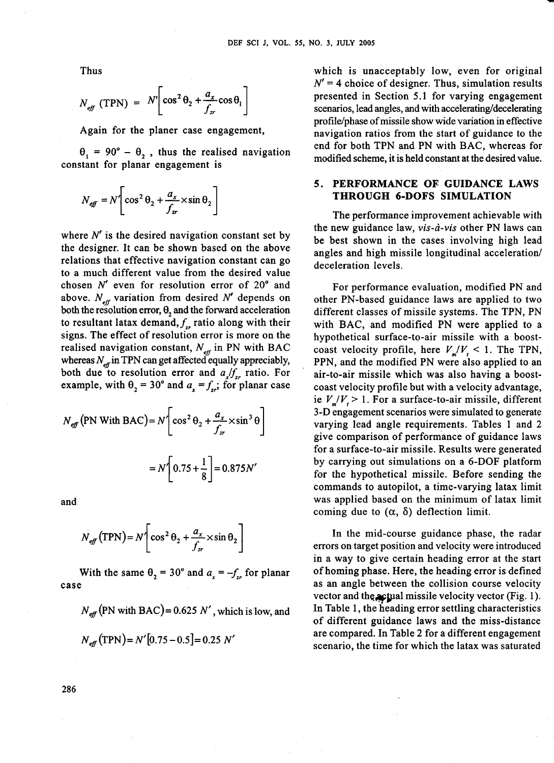Thus

$$N_{eff}\ (\text{TPN}) = N'\left[\cos^2\theta_2 + \frac{a_x}{f_{zr}}\cos\theta_1\right]$$

Again for the planer case engagement,

$\theta_1 = 90° - \theta_2$ , thus the realised navigation constant for planar engagement is

$$N_{eff} = N'\left[\cos^2\theta_2 + \frac{a_x}{f_{zr}} \times \sin\theta_2\right]$$

where $N'$ is the desired navigation constant set by the designer. It can be shown based on the above relations that effective navigation constant can go to a much different value from the desired value chosen $N'$ even for resolution error of 20° and above. $N_{eff}$ variation from desired $N'$ depends on both the resolution error, $\theta_2$ and the forward acceleration to resultant latax demand, $f_{zr}$ ratio along with their signs. The effect of resolution error is more on the realised navigation constant, $N_{eff}$ in PN with BAC whereas $N_{eff}$ in TPN can get affected equally appreciably, both due to resolution error and $a_x/f_{zr}$ ratio. For example, with $\theta_2 = 30°$ and $a_x = f_{zr}$; for planar case

$$N_{eff}(\text{PN With BAC}) = N'\left[\cos^2\theta_2 + \frac{a_x}{f_{zr}} \times \sin^3\theta\right]$$

$$= N'\left[0.75 + \frac{1}{8}\right] = 0.875N'$$

and

$$N_{eff}(\text{TPN}) = N'\left[\cos^2\theta_2 + \frac{a_x}{f_{zr}} \times \sin\theta_2\right]$$

With the same $\theta_2 = 30°$ and $a_x = -f_{zr}$ for planar case

$N_{eff}(\text{PN with BAC}) = 0.625\ N'$, which is low, and

$N_{eff}(\text{TPN}) = N'[0.75 - 0.5] = 0.25\ N'$

which is unacceptably low, even for original $N' = 4$ choice of designer. Thus, simulation results presented in Section 5.1 for varying engagement scenarios, lead angles, and with accelerating/decelerating profile/phase of missile show wide variation in effective navigation ratios from the start of guidance to the end for both TPN and PN with BAC, whereas for modified scheme, it is held constant at the desired value.

## 5. PERFORMANCE OF GUIDANCE LAWS THROUGH 6-DOFS SIMULATION

The performance improvement achievable with the new guidance law, *vis-à-vis* other PN laws can be best shown in the cases involving high lead angles and high missile longitudinal acceleration/deceleration levels.

For performance evaluation, modified PN and other PN-based guidance laws are applied to two different classes of missile systems. The TPN, PN with BAC, and modified PN were applied to a hypothetical surface-to-air missile with a boost-coast velocity profile, here $V_m/V_t < 1$. The TPN, PPN, and the modified PN were also applied to an air-to-air missile which was also having a boost-coast velocity profile but with a velocity advantage, ie $V_m/V_t > 1$. For a surface-to-air missile, different 3-D engagement scenarios were simulated to generate varying lead angle requirements. Tables 1 and 2 give comparison of performance of guidance laws for a surface-to-air missile. Results were generated by carrying out simulations on a 6-DOF platform for the hypothetical missile. Before sending the commands to autopilot, a time-varying latax limit was applied based on the minimum of latax limit coming due to ($\alpha$, $\delta$) deflection limit.

In the mid-course guidance phase, the radar errors on target position and velocity were introduced in a way to give certain heading error at the start of homing phase. Here, the heading error is defined as an angle between the collision course velocity vector and the actual missile velocity vector (Fig. 1). In Table 1, the heading error settling characteristics of different guidance laws and the miss-distance are compared. In Table 2 for a different engagement scenario, the time for which the latax was saturated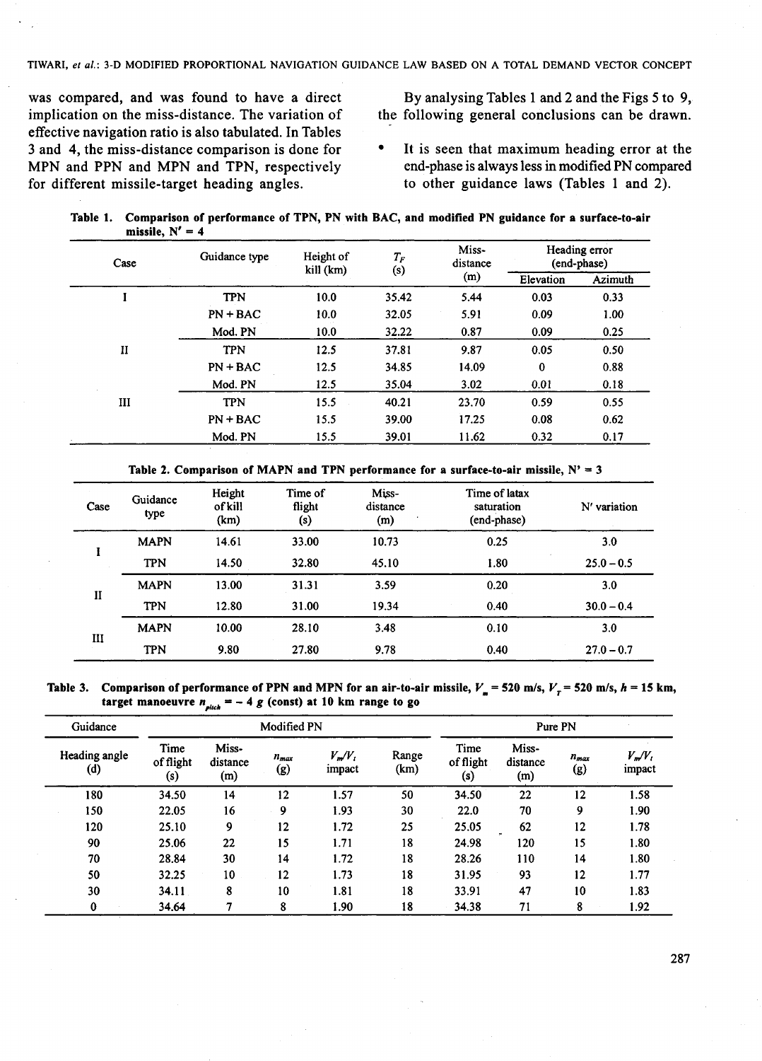was compared, and was found to have a direct implication on the miss-distance. The variation of effective navigation ratio is also tabulated. In Tables 3 and 4, the miss-distance comparison is done for MPN and PPN and MPN and TPN, respectively for different missile-target heading angles.

By analysing Tables 1 and 2 and the Figs 5 to 9, the following general conclusions can be drawn.

- It is seen that maximum heading error at the end-phase is always less in modified PN compared to other guidance laws (Tables 1 and 2).

**Table 1. Comparison of performance of TPN, PN with BAC, and modified PN guidance for a surface-to-air missile, N′ = 4**

| Case | Guidance type | Height of kill (km) | $T_F$ (s) | Miss-distance (m) | Heading error (end-phase) | |
|---|---|---|---|---|---|---|
| | | | | | Elevation | Azimuth |
| I | TPN | 10.0 | 35.42 | 5.44 | 0.03 | 0.33 |
| | PN + BAC | 10.0 | 32.05 | 5.91 | 0.09 | 1.00 |
| | Mod. PN | 10.0 | 32.22 | 0.87 | 0.09 | 0.25 |
| II | TPN | 12.5 | 37.81 | 9.87 | 0.05 | 0.50 |
| | PN + BAC | 12.5 | 34.85 | 14.09 | 0 | 0.88 |
| | Mod. PN | 12.5 | 35.04 | 3.02 | 0.01 | 0.18 |
| III | TPN | 15.5 | 40.21 | 23.70 | 0.59 | 0.55 |
| | PN + BAC | 15.5 | 39.00 | 17.25 | 0.08 | 0.62 |
| | Mod. PN | 15.5 | 39.01 | 11.62 | 0.32 | 0.17 |

**Table 2. Comparison of MAPN and TPN performance for a surface-to-air missile, N′ = 3**

| Case | Guidance type | Height of kill (km) | Time of flight (s) | Miss-distance (m) | Time of latax saturation (end-phase) | N′ variation |
|---|---|---|---|---|---|---|
| I | MAPN | 14.61 | 33.00 | 10.73 | 0.25 | 3.0 |
| | TPN | 14.50 | 32.80 | 45.10 | 1.80 | 25.0 – 0.5 |
| II | MAPN | 13.00 | 31.31 | 3.59 | 0.20 | 3.0 |
| | TPN | 12.80 | 31.00 | 19.34 | 0.40 | 30.0 – 0.4 |
| III | MAPN | 10.00 | 28.10 | 3.48 | 0.10 | 3.0 |
| | TPN | 9.80 | 27.80 | 9.78 | 0.40 | 27.0 – 0.7 |

**Table 3. Comparison of performance of PPN and MPN for an air-to-air missile, $V_m$ = 520 m/s, $V_T$ = 520 m/s, $h$ = 15 km, target manoeuvre $n_{pitch}$ = – 4 $g$ (const) at 10 km range to go**

| Guidance | Modified PN | | | | | Pure PN | | | |
|---|---|---|---|---|---|---|---|---|---|
| Heading angle (d) | Time of flight (s) | Miss-distance (m) | $n_{max}$ (g) | $V_m/V_t$ impact | Range (km) | Time of flight (s) | Miss-distance (m) | $n_{max}$ (g) | $V_m/V_t$ impact |
| 180 | 34.50 | 14 | 12 | 1.57 | 50 | 34.50 | 22 | 12 | 1.58 |
| 150 | 22.05 | 16 | 9 | 1.93 | 30 | 22.0 | 70 | 9 | 1.90 |
| 120 | 25.10 | 9 | 12 | 1.72 | 25 | 25.05 | 62 | 12 | 1.78 |
| 90 | 25.06 | 22 | 15 | 1.71 | 18 | 24.98 | 120 | 15 | 1.80 |
| 70 | 28.84 | 30 | 14 | 1.72 | 18 | 28.26 | 110 | 14 | 1.80 |
| 50 | 32.25 | 10 | 12 | 1.73 | 18 | 31.95 | 93 | 12 | 1.77 |
| 30 | 34.11 | 8 | 10 | 1.81 | 18 | 33.91 | 47 | 10 | 1.83 |
| 0 | 34.64 | 7 | 8 | 1.90 | 18 | 34.38 | 71 | 8 | 1.92 |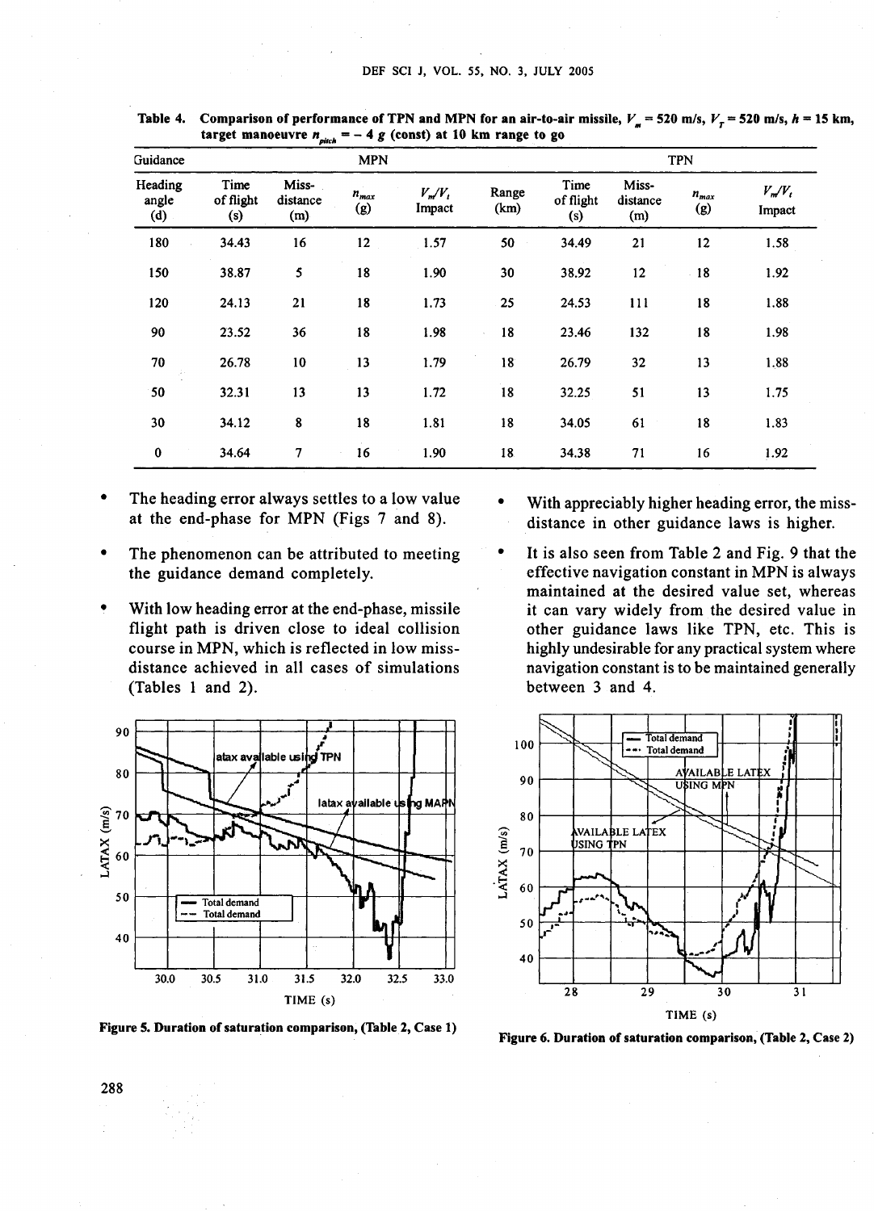**Table 4. Comparison of performance of TPN and MPN for an air-to-air missile, $V_m$ = 520 m/s, $V_T$ = 520 m/s, $h$ = 15 km, target manoeuvre $n_{pitch}$ = – 4 g (const) at 10 km range to go**

| Guidance | MPN | | | | | TPN | | | |
|---|---|---|---|---|---|---|---|---|---|
| Heading angle (d) | Time of flight (s) | Miss-distance (m) | $n_{max}$ (g) | $V_m/V_t$ Impact | Range (km) | Time of flight (s) | Miss-distance (m) | $n_{max}$ (g) | $V_m/V_t$ Impact |
| 180 | 34.43 | 16 | 12 | 1.57 | 50 | 34.49 | 21 | 12 | 1.58 |
| 150 | 38.87 | 5 | 18 | 1.90 | 30 | 38.92 | 12 | 18 | 1.92 |
| 120 | 24.13 | 21 | 18 | 1.73 | 25 | 24.53 | 111 | 18 | 1.88 |
| 90 | 23.52 | 36 | 18 | 1.98 | 18 | 23.46 | 132 | 18 | 1.98 |
| 70 | 26.78 | 10 | 13 | 1.79 | 18 | 26.79 | 32 | 13 | 1.88 |
| 50 | 32.31 | 13 | 13 | 1.72 | 18 | 32.25 | 51 | 13 | 1.75 |
| 30 | 34.12 | 8 | 18 | 1.81 | 18 | 34.05 | 61 | 18 | 1.83 |
| 0 | 34.64 | 7 | 16 | 1.90 | 18 | 34.38 | 71 | 16 | 1.92 |

- The heading error always settles to a low value at the end-phase for MPN (Figs 7 and 8).
- The phenomenon can be attributed to meeting the guidance demand completely.
- With low heading error at the end-phase, missile flight path is driven close to ideal collision course in MPN, which is reflected in low miss-distance achieved in all cases of simulations (Tables 1 and 2).
- With appreciably higher heading error, the miss-distance in other guidance laws is higher.
- It is also seen from Table 2 and Fig. 9 that the effective navigation constant in MPN is always maintained at the desired value set, whereas it can vary widely from the desired value in other guidance laws like TPN, etc. This is highly undesirable for any practical system where navigation constant is to be maintained generally between 3 and 4.

**Figure 5. Duration of saturation comparison, (Table 2, Case 1)**

**Figure 6. Duration of saturation comparison, (Table 2, Case 2)**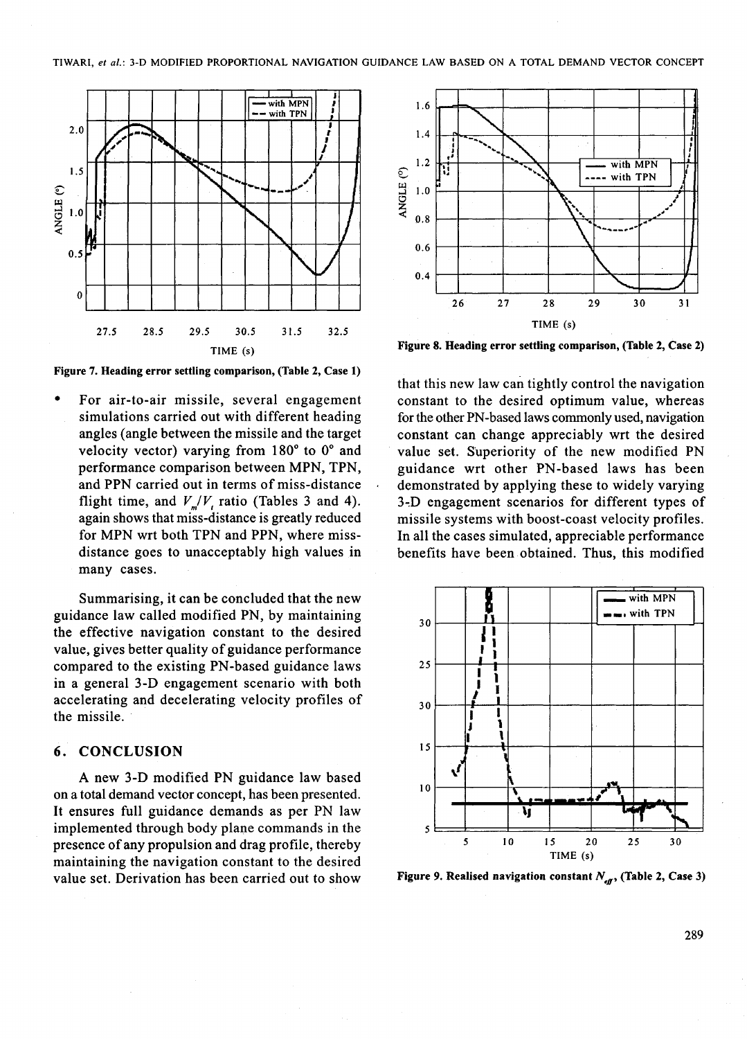Figure 7. Heading error settling comparison, (Table 2, Case 1)

- For air-to-air missile, several engagement simulations carried out with different heading angles (angle between the missile and the target velocity vector) varying from 180° to 0° and performance comparison between MPN, TPN, and PPN carried out in terms of miss-distance flight time, and $V_m/V_t$ ratio (Tables 3 and 4). again shows that miss-distance is greatly reduced for MPN wrt both TPN and PPN, where miss-distance goes to unacceptably high values in many cases.

Summarising, it can be concluded that the new guidance law called modified PN, by maintaining the effective navigation constant to the desired value, gives better quality of guidance performance compared to the existing PN-based guidance laws in a general 3-D engagement scenario with both accelerating and decelerating velocity profiles of the missile.

## 6. CONCLUSION

A new 3-D modified PN guidance law based on a total demand vector concept, has been presented. It ensures full guidance demands as per PN law implemented through body plane commands in the presence of any propulsion and drag profile, thereby maintaining the navigation constant to the desired value set. Derivation has been carried out to show that this new law can tightly control the navigation constant to the desired optimum value, whereas for the other PN-based laws commonly used, navigation constant can change appreciably wrt the desired value set. Superiority of the new modified PN guidance wrt other PN-based laws has been demonstrated by applying these to widely varying 3-D engagement scenarios for different types of missile systems with boost-coast velocity profiles. In all the cases simulated, appreciable performance benefits have been obtained. Thus, this modified

Figure 8. Heading error settling comparison, (Table 2, Case 2)

Figure 9. Realised navigation constant $N_{eff}$, (Table 2, Case 3)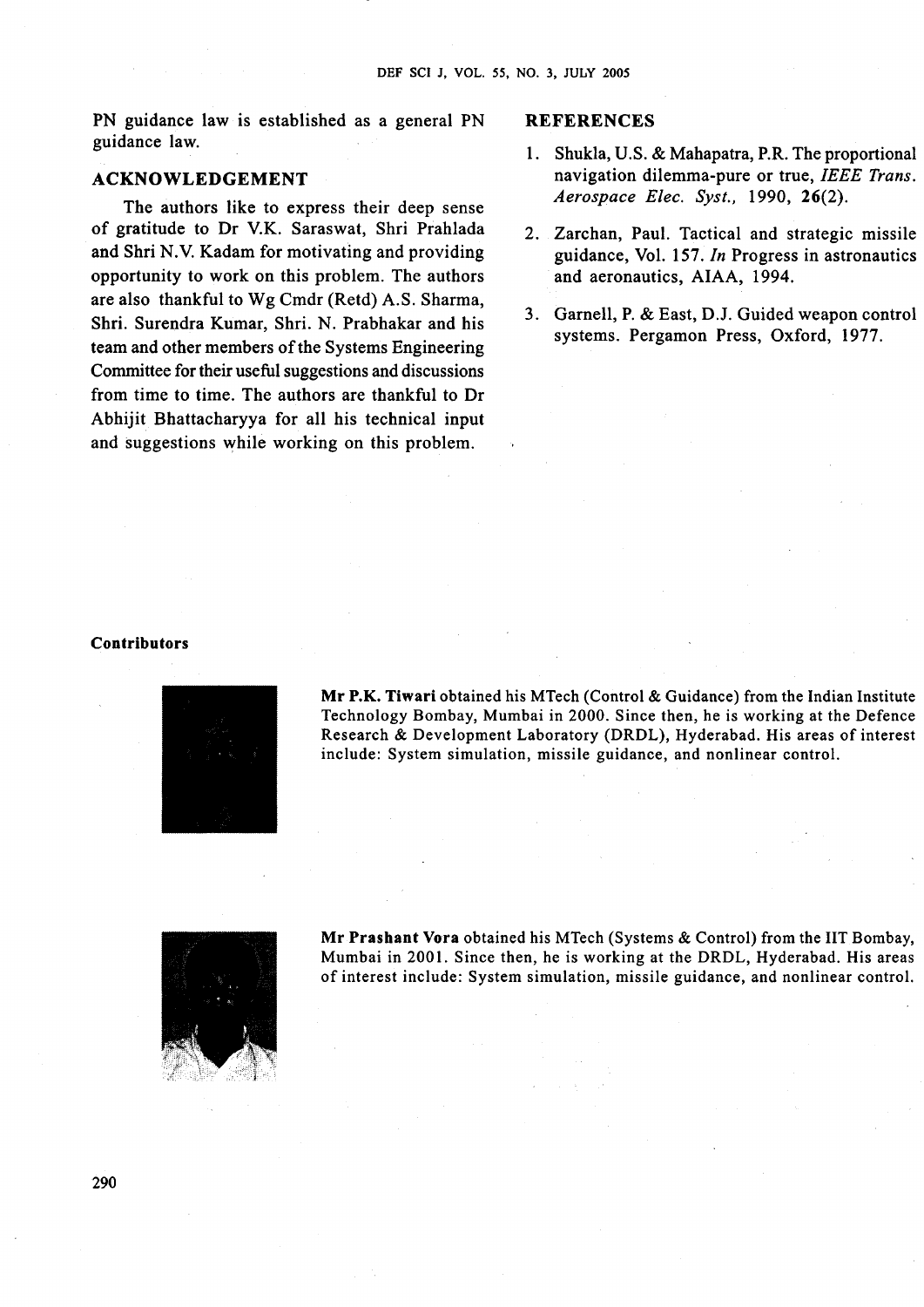PN guidance law is established as a general PN guidance law.

## ACKNOWLEDGEMENT

The authors like to express their deep sense of gratitude to Dr V.K. Saraswat, Shri Prahlada and Shri N.V. Kadam for motivating and providing opportunity to work on this problem. The authors are also thankful to Wg Cmdr (Retd) A.S. Sharma, Shri. Surendra Kumar, Shri. N. Prabhakar and his team and other members of the Systems Engineering Committee for their useful suggestions and discussions from time to time. The authors are thankful to Dr Abhijit Bhattacharyya for all his technical input and suggestions while working on this problem.

## REFERENCES

1. Shukla, U.S. & Mahapatra, P.R. The proportional navigation dilemma-pure or true, *IEEE Trans. Aerospace Elec. Syst.*, 1990, **26**(2).
2. Zarchan, Paul. Tactical and strategic missile guidance, Vol. 157. *In* Progress in astronautics and aeronautics, AIAA, 1994.
3. Garnell, P. & East, D.J. Guided weapon control systems. Pergamon Press, Oxford, 1977.

**Contributors**

**Mr P.K. Tiwari** obtained his MTech (Control & Guidance) from the Indian Institute Technology Bombay, Mumbai in 2000. Since then, he is working at the Defence Research & Development Laboratory (DRDL), Hyderabad. His areas of interest include: System simulation, missile guidance, and nonlinear control.

**Mr Prashant Vora** obtained his MTech (Systems & Control) from the IIT Bombay, Mumbai in 2001. Since then, he is working at the DRDL, Hyderabad. His areas of interest include: System simulation, missile guidance, and nonlinear control.